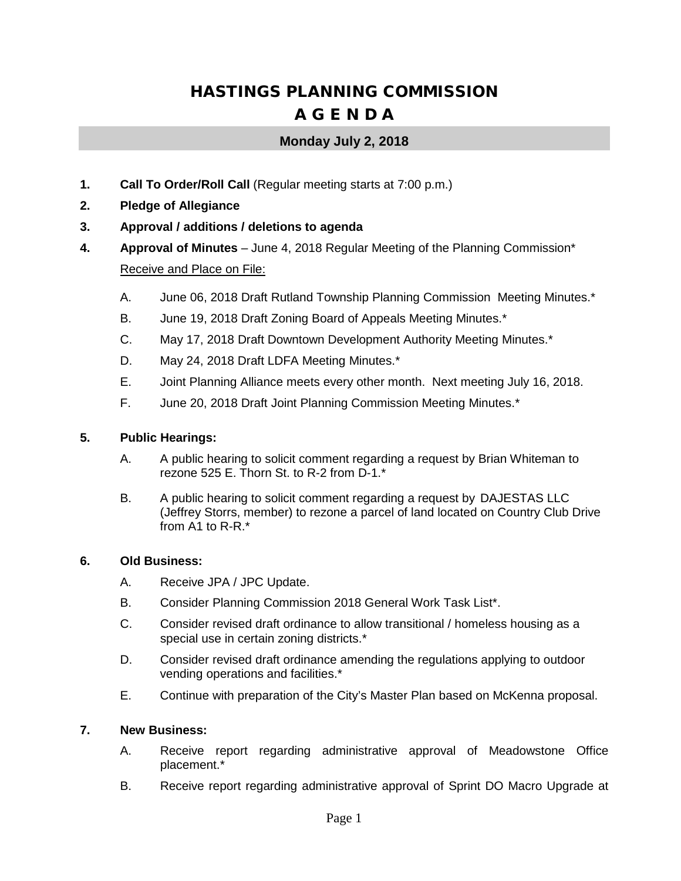# HASTINGS PLANNING COMMISSION

# A G E N D A

## Monday July 2, 2018

1. **Call To Order/Roll Call** (Regular meeting starts at 7:00 p.m.)
2. **Pledge of Allegiance**
3. **Approval / additions / deletions to agenda**
4. **Approval of Minutes** – June 4, 2018 Regular Meeting of the Planning Commission*

   Receive and Place on File:

   A. June 06, 2018 Draft Rutland Township Planning Commission Meeting Minutes.*

   B. June 19, 2018 Draft Zoning Board of Appeals Meeting Minutes.*

   C. May 17, 2018 Draft Downtown Development Authority Meeting Minutes.*

   D. May 24, 2018 Draft LDFA Meeting Minutes.*

   E. Joint Planning Alliance meets every other month. Next meeting July 16, 2018.

   F. June 20, 2018 Draft Joint Planning Commission Meeting Minutes.*

5. **Public Hearings:**

   A. A public hearing to solicit comment regarding a request by Brian Whiteman to rezone 525 E. Thorn St. to R-2 from D-1.*

   B. A public hearing to solicit comment regarding a request by DAJESTAS LLC (Jeffrey Storrs, member) to rezone a parcel of land located on Country Club Drive from A1 to R-R.*

6. **Old Business:**

   A. Receive JPA / JPC Update.

   B. Consider Planning Commission 2018 General Work Task List*.

   C. Consider revised draft ordinance to allow transitional / homeless housing as a special use in certain zoning districts.*

   D. Consider revised draft ordinance amending the regulations applying to outdoor vending operations and facilities.*

   E. Continue with preparation of the City's Master Plan based on McKenna proposal.

7. **New Business:**

   A. Receive report regarding administrative approval of Meadowstone Office placement.*

   B. Receive report regarding administrative approval of Sprint DO Macro Upgrade at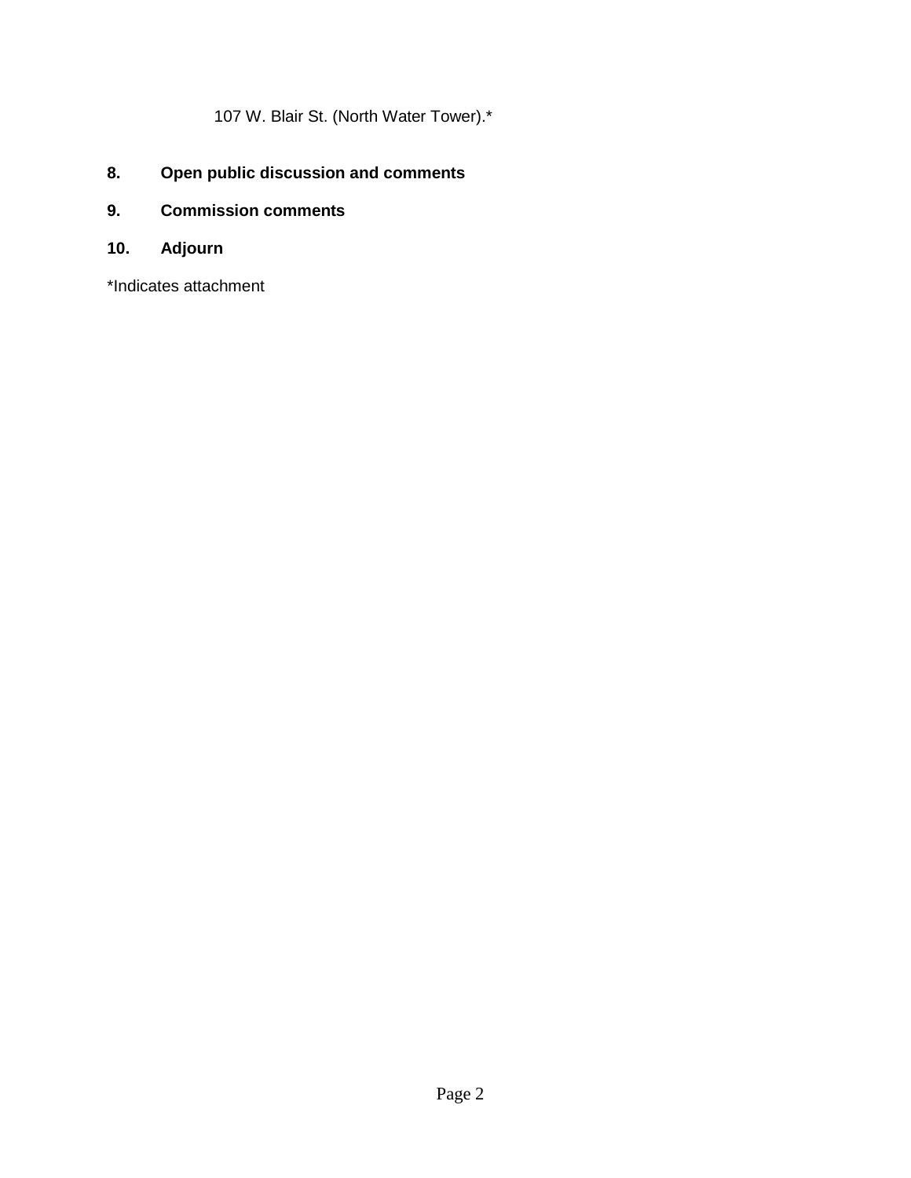107 W. Blair St. (North Water Tower).*

**8. Open public discussion and comments**

**9. Commission comments**

**10. Adjourn**

*Indicates attachment